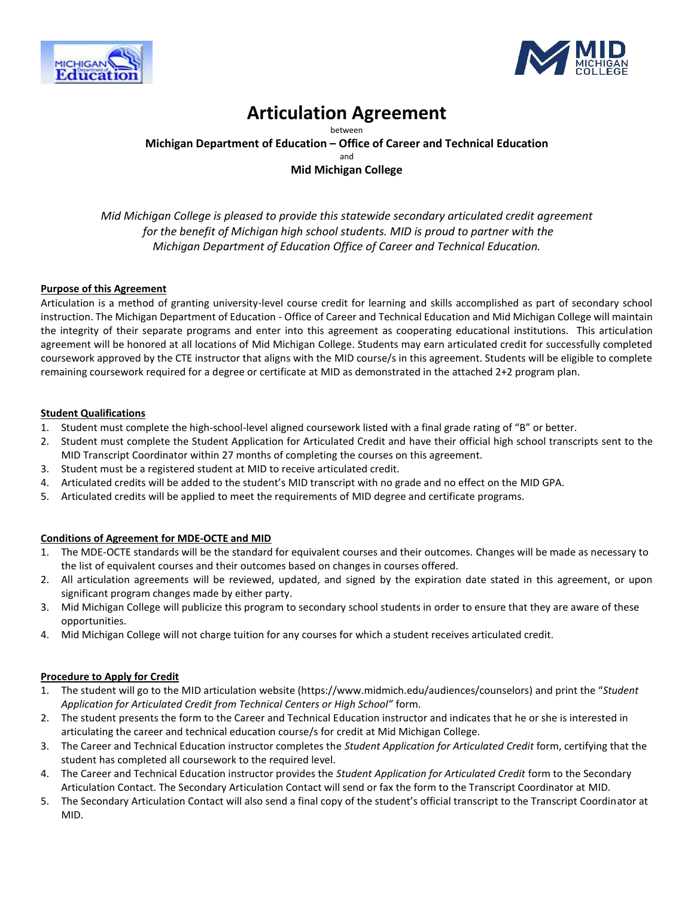# Articulation Agreement

between

**Michigan Department of Education – Office of Career and Technical Education**

and

**Mid Michigan College**

*Mid Michigan College is pleased to provide this statewide secondary articulated credit agreement for the benefit of Michigan high school students. MID is proud to partner with the Michigan Department of Education Office of Career and Technical Education.*

## Purpose of this Agreement

Articulation is a method of granting university-level course credit for learning and skills accomplished as part of secondary school instruction. The Michigan Department of Education - Office of Career and Technical Education and Mid Michigan College will maintain the integrity of their separate programs and enter into this agreement as cooperating educational institutions. This articulation agreement will be honored at all locations of Mid Michigan College. Students may earn articulated credit for successfully completed coursework approved by the CTE instructor that aligns with the MID course/s in this agreement. Students will be eligible to complete remaining coursework required for a degree or certificate at MID as demonstrated in the attached 2+2 program plan.

## Student Qualifications

1. Student must complete the high-school-level aligned coursework listed with a final grade rating of "B" or better.
2. Student must complete the Student Application for Articulated Credit and have their official high school transcripts sent to the MID Transcript Coordinator within 27 months of completing the courses on this agreement.
3. Student must be a registered student at MID to receive articulated credit.
4. Articulated credits will be added to the student's MID transcript with no grade and no effect on the MID GPA.
5. Articulated credits will be applied to meet the requirements of MID degree and certificate programs.

## Conditions of Agreement for MDE-OCTE and MID

1. The MDE-OCTE standards will be the standard for equivalent courses and their outcomes. Changes will be made as necessary to the list of equivalent courses and their outcomes based on changes in courses offered.
2. All articulation agreements will be reviewed, updated, and signed by the expiration date stated in this agreement, or upon significant program changes made by either party.
3. Mid Michigan College will publicize this program to secondary school students in order to ensure that they are aware of these opportunities.
4. Mid Michigan College will not charge tuition for any courses for which a student receives articulated credit.

## Procedure to Apply for Credit

1. The student will go to the MID articulation website (https://www.midmich.edu/audiences/counselors) and print the "*Student Application for Articulated Credit from Technical Centers or High School"* form.
2. The student presents the form to the Career and Technical Education instructor and indicates that he or she is interested in articulating the career and technical education course/s for credit at Mid Michigan College.
3. The Career and Technical Education instructor completes the *Student Application for Articulated Credit* form, certifying that the student has completed all coursework to the required level.
4. The Career and Technical Education instructor provides the *Student Application for Articulated Credit* form to the Secondary Articulation Contact. The Secondary Articulation Contact will send or fax the form to the Transcript Coordinator at MID.
5. The Secondary Articulation Contact will also send a final copy of the student's official transcript to the Transcript Coordinator at MID.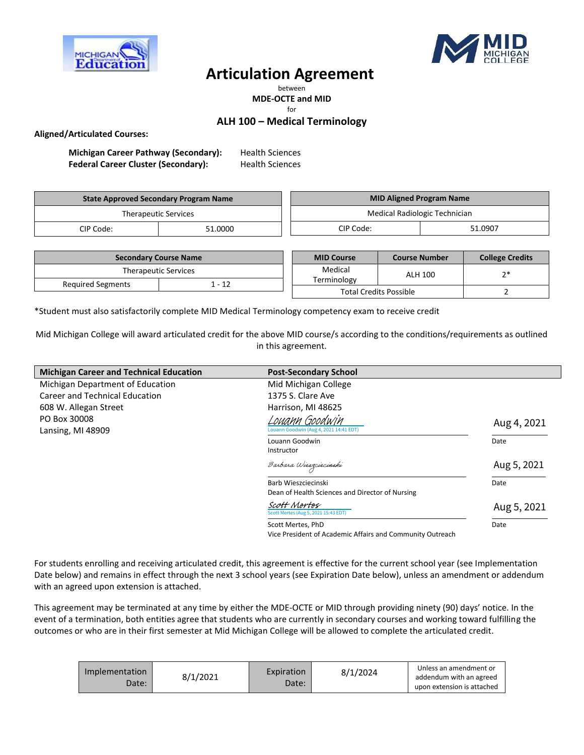# Articulation Agreement

between

**MDE-OCTE and MID**

for

## ALH 100 – Medical Terminology

**Aligned/Articulated Courses:**

**Michigan Career Pathway (Secondary):** Health Sciences
**Federal Career Cluster (Secondary):** Health Sciences

| State Approved Secondary Program Name | |
|---|---|
| Therapeutic Services | |
| CIP Code: | 51.0000 |

| MID Aligned Program Name | |
|---|---|
| Medical Radiologic Technician | |
| CIP Code: | 51.0907 |

| Secondary Course Name | |
|---|---|
| Therapeutic Services | |
| Required Segments | 1 - 12 |

| MID Course | Course Number | College Credits |
|---|---|---|
| Medical Terminology | ALH 100 | 2* |
| Total Credits Possible | | 2 |

*Student must also satisfactorily complete MID Medical Terminology competency exam to receive credit

Mid Michigan College will award articulated credit for the above MID course/s according to the conditions/requirements as outlined in this agreement.

| Michigan Career and Technical Education | Post-Secondary School | |
|---|---|---|
| Michigan Department of Education<br>Career and Technical Education<br>608 W. Allegan Street<br>PO Box 30008<br>Lansing, MI 48909 | Mid Michigan College<br>1375 S. Clare Ave<br>Harrison, MI 48625 | |
| | Louann Goodwin (Louann Goodwin (Aug 4, 2021 14:41 EDT))<br>Louann Goodwin<br>Instructor | Aug 4, 2021<br>Date |
| | Barbara Wieszciecinski<br>Barb Wieszciecinski<br>Dean of Health Sciences and Director of Nursing | Aug 5, 2021<br>Date |
| | Scott Mertes (Scott Mertes (Aug 5, 2021 15:43 EDT))<br>Scott Mertes, PhD<br>Vice President of Academic Affairs and Community Outreach | Aug 5, 2021<br>Date |

For students enrolling and receiving articulated credit, this agreement is effective for the current school year (see Implementation Date below) and remains in effect through the next 3 school years (see Expiration Date below), unless an amendment or addendum with an agreed upon extension is attached.

This agreement may be terminated at any time by either the MDE-OCTE or MID through providing ninety (90) days' notice. In the event of a termination, both entities agree that students who are currently in secondary courses and working toward fulfilling the outcomes or who are in their first semester at Mid Michigan College will be allowed to complete the articulated credit.

| Implementation Date: | 8/1/2021 | Expiration Date: | 8/1/2024 | Unless an amendment or addendum with an agreed upon extension is attached |
|---|---|---|---|---|